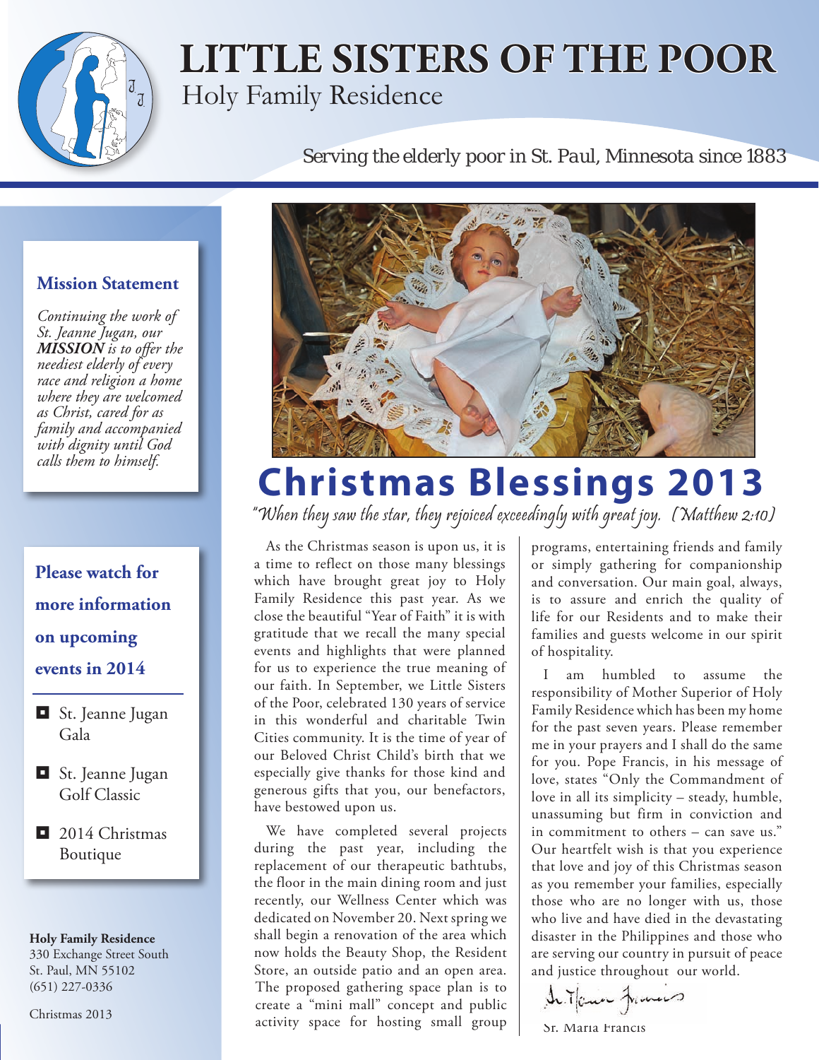# LITTLE SISTERS OF THE POOR

Holy Family Residence

*Serving the elderly poor in St. Paul, Minnesota since 1883*

### Mission Statement

*Continuing the work of St. Jeanne Jugan, our **MISSION** is to offer the neediest elderly of every race and religion a home where they are welcomed as Christ, cared for as family and accompanied with dignity until God calls them to himself.*

### Please watch for more information on upcoming events in 2014

- St. Jeanne Jugan Gala
- St. Jeanne Jugan Golf Classic
- 2014 Christmas Boutique

**Holy Family Residence**
330 Exchange Street South
St. Paul, MN 55102
(651) 227-0336

Christmas 2013

# Christmas Blessings 2013

*"When they saw the star, they rejoiced exceedingly with great joy. (Matthew 2:10)*

As the Christmas season is upon us, it is a time to reflect on those many blessings which have brought great joy to Holy Family Residence this past year. As we close the beautiful "Year of Faith" it is with gratitude that we recall the many special events and highlights that were planned for us to experience the true meaning of our faith. In September, we Little Sisters of the Poor, celebrated 130 years of service in this wonderful and charitable Twin Cities community. It is the time of year of our Beloved Christ Child's birth that we especially give thanks for those kind and generous gifts that you, our benefactors, have bestowed upon us.

We have completed several projects during the past year, including the replacement of our therapeutic bathtubs, the floor in the main dining room and just recently, our Wellness Center which was dedicated on November 20. Next spring we shall begin a renovation of the area which now holds the Beauty Shop, the Resident Store, an outside patio and an open area. The proposed gathering space plan is to create a "mini mall" concept and public activity space for hosting small group programs, entertaining friends and family or simply gathering for companionship and conversation. Our main goal, always, is to assure and enrich the quality of life for our Residents and to make their families and guests welcome in our spirit of hospitality.

I am humbled to assume the responsibility of Mother Superior of Holy Family Residence which has been my home for the past seven years. Please remember me in your prayers and I shall do the same for you. Pope Francis, in his message of love, states "Only the Commandment of love in all its simplicity – steady, humble, unassuming but firm in conviction and in commitment to others – can save us." Our heartfelt wish is that you experience that love and joy of this Christmas season as you remember your families, especially those who are no longer with us, those who live and have died in the devastating disaster in the Philippines and those who are serving our country in pursuit of peace and justice throughout our world.

Sr. Maria Francis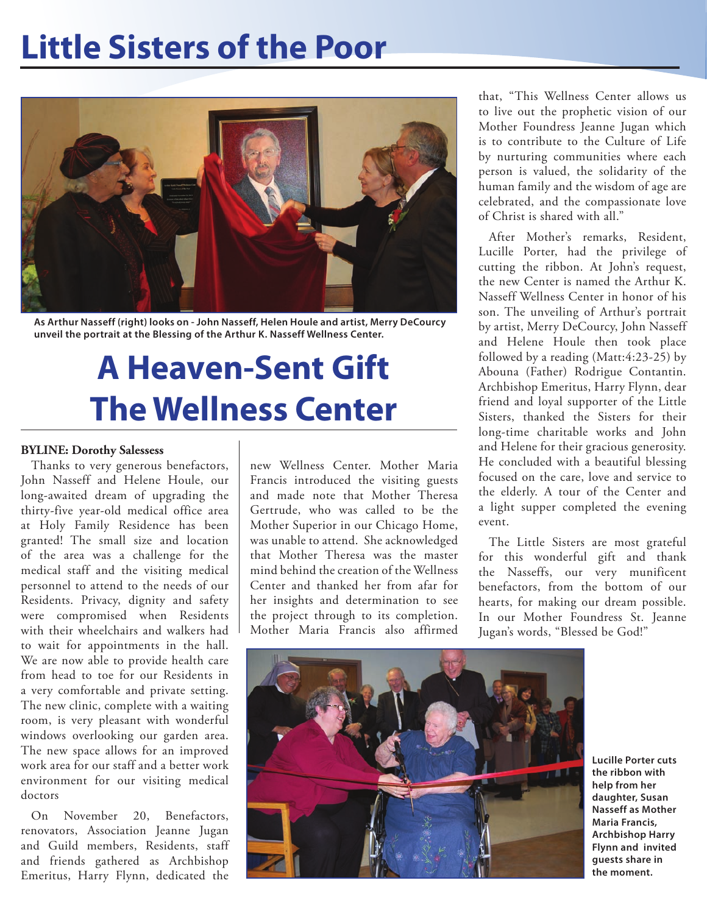# Little Sisters of the Poor

As Arthur Nasseff (right) looks on - John Nasseff, Helen Houle and artist, Merry DeCourcy unveil the portrait at the Blessing of the Arthur K. Nasseff Wellness Center.

# A Heaven-Sent Gift The Wellness Center

**BYLINE: Dorothy Salessess**

Thanks to very generous benefactors, John Nasseff and Helene Houle, our long-awaited dream of upgrading the thirty-five year-old medical office area at Holy Family Residence has been granted! The small size and location of the area was a challenge for the medical staff and the visiting medical personnel to attend to the needs of our Residents. Privacy, dignity and safety were compromised when Residents with their wheelchairs and walkers had to wait for appointments in the hall. We are now able to provide health care from head to toe for our Residents in a very comfortable and private setting. The new clinic, complete with a waiting room, is very pleasant with wonderful windows overlooking our garden area. The new space allows for an improved work area for our staff and a better work environment for our visiting medical doctors

On November 20, Benefactors, renovators, Association Jeanne Jugan and Guild members, Residents, staff and friends gathered as Archbishop Emeritus, Harry Flynn, dedicated the new Wellness Center. Mother Maria Francis introduced the visiting guests and made note that Mother Theresa Gertrude, who was called to be the Mother Superior in our Chicago Home, was unable to attend. She acknowledged that Mother Theresa was the master mind behind the creation of the Wellness Center and thanked her from afar for her insights and determination to see the project through to its completion. Mother Maria Francis also affirmed that, "This Wellness Center allows us to live out the prophetic vision of our Mother Foundress Jeanne Jugan which is to contribute to the Culture of Life by nurturing communities where each person is valued, the solidarity of the human family and the wisdom of age are celebrated, and the compassionate love of Christ is shared with all."

After Mother's remarks, Resident, Lucille Porter, had the privilege of cutting the ribbon. At John's request, the new Center is named the Arthur K. Nasseff Wellness Center in honor of his son. The unveiling of Arthur's portrait by artist, Merry DeCourcy, John Nasseff and Helene Houle then took place followed by a reading (Matt:4:23-25) by Abouna (Father) Rodrigue Contantin. Archbishop Emeritus, Harry Flynn, dear friend and loyal supporter of the Little Sisters, thanked the Sisters for their long-time charitable works and John and Helene for their gracious generosity. He concluded with a beautiful blessing focused on the care, love and service to the elderly. A tour of the Center and a light supper completed the evening event.

The Little Sisters are most grateful for this wonderful gift and thank the Nasseffs, our very munificent benefactors, from the bottom of our hearts, for making our dream possible. In our Mother Foundress St. Jeanne Jugan's words, "Blessed be God!"

Lucille Porter cuts the ribbon with help from her daughter, Susan Nasseff as Mother Maria Francis, Archbishop Harry Flynn and invited guests share in the moment.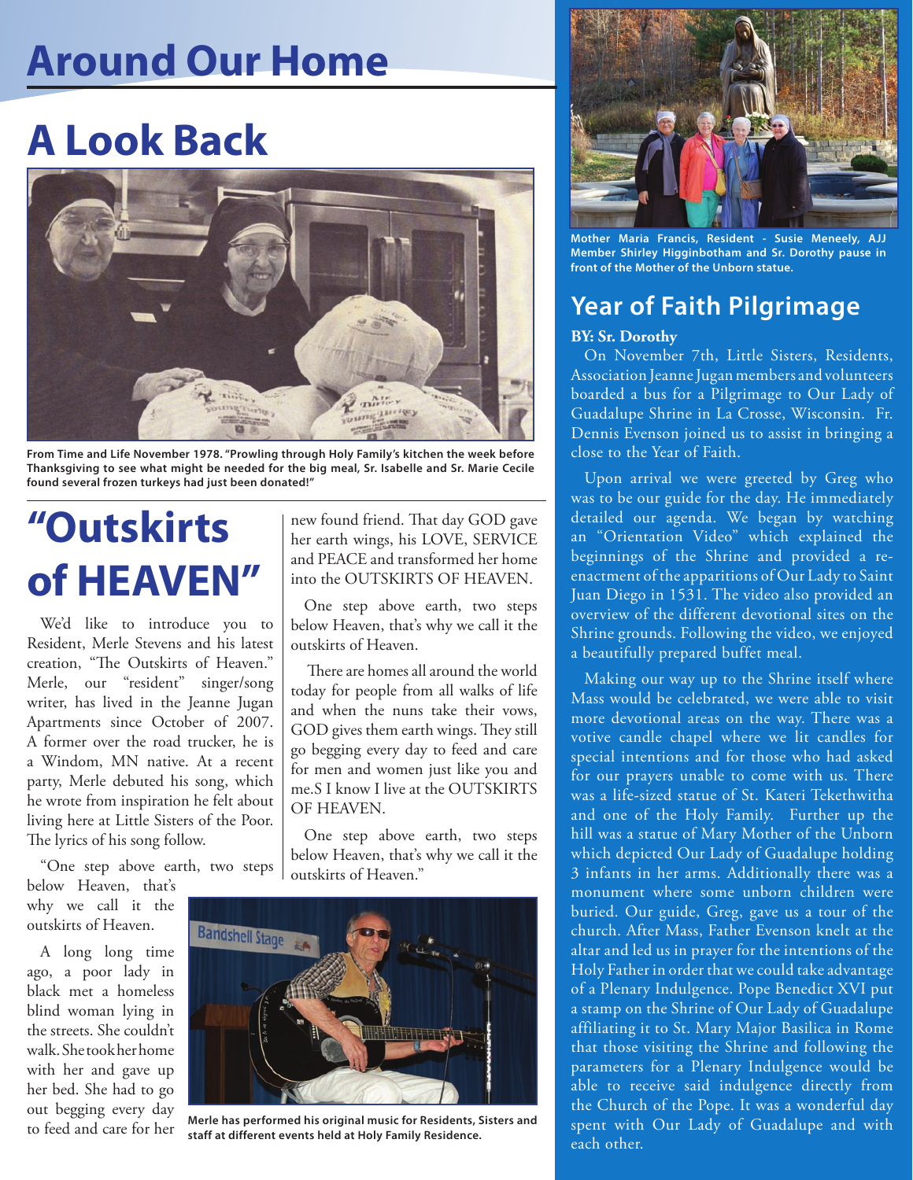# Around Our Home

## A Look Back

From Time and Life November 1978. "Prowling through Holy Family's kitchen the week before Thanksgiving to see what might be needed for the big meal, Sr. Isabelle and Sr. Marie Cecile found several frozen turkeys had just been donated!"

## "Outskirts of HEAVEN"

We'd like to introduce you to Resident, Merle Stevens and his latest creation, "The Outskirts of Heaven." Merle, our "resident" singer/song writer, has lived in the Jeanne Jugan Apartments since October of 2007. A former over the road trucker, he is a Windom, MN native. At a recent party, Merle debuted his song, which he wrote from inspiration he felt about living here at Little Sisters of the Poor. The lyrics of his song follow.

"One step above earth, two steps below Heaven, that's why we call it the outskirts of Heaven.

A long long time ago, a poor lady in black met a homeless blind woman lying in the streets. She couldn't walk. She took her home with her and gave up her bed. She had to go out begging every day to feed and care for her new found friend. That day GOD gave her earth wings, his LOVE, SERVICE and PEACE and transformed her home into the OUTSKIRTS OF HEAVEN.

One step above earth, two steps below Heaven, that's why we call it the outskirts of Heaven.

There are homes all around the world today for people from all walks of life and when the nuns take their vows, GOD gives them earth wings. They still go begging every day to feed and care for men and women just like you and me.S I know I live at the OUTSKIRTS OF HEAVEN.

One step above earth, two steps below Heaven, that's why we call it the outskirts of Heaven."

Merle has performed his original music for Residents, Sisters and staff at different events held at Holy Family Residence.

Mother Maria Francis, Resident - Susie Meeneely, AJJ Member Shirley Higginbotham and Sr. Dorothy pause in front of the Mother of the Unborn statue.

## Year of Faith Pilgrimage

**BY: Sr. Dorothy**

On November 7th, Little Sisters, Residents, Association Jeanne Jugan members and volunteers boarded a bus for a Pilgrimage to Our Lady of Guadalupe Shrine in La Crosse, Wisconsin. Fr. Dennis Evenson joined us to assist in bringing a close to the Year of Faith.

Upon arrival we were greeted by Greg who was to be our guide for the day. He immediately detailed our agenda. We began by watching an "Orientation Video" which explained the beginnings of the Shrine and provided a re-enactment of the apparitions of Our Lady to Saint Juan Diego in 1531. The video also provided an overview of the different devotional sites on the Shrine grounds. Following the video, we enjoyed a beautifully prepared buffet meal.

Making our way up to the Shrine itself where Mass would be celebrated, we were able to visit more devotional areas on the way. There was a votive candle chapel where we lit candles for special intentions and for those who had asked for our prayers unable to come with us. There was a life-sized statue of St. Kateri Tekethwitha and one of the Holy Family. Further up the hill was a statue of Mary Mother of the Unborn which depicted Our Lady of Guadalupe holding 3 infants in her arms. Additionally there was a monument where some unborn children were buried. Our guide, Greg, gave us a tour of the church. After Mass, Father Evenson knelt at the altar and led us in prayer for the intentions of the Holy Father in order that we could take advantage of a Plenary Indulgence. Pope Benedict XVI put a stamp on the Shrine of Our Lady of Guadalupe affiliating it to St. Mary Major Basilica in Rome that those visiting the Shrine and following the parameters for a Plenary Indulgence would be able to receive said indulgence directly from the Church of the Pope. It was a wonderful day spent with Our Lady of Guadalupe and with each other.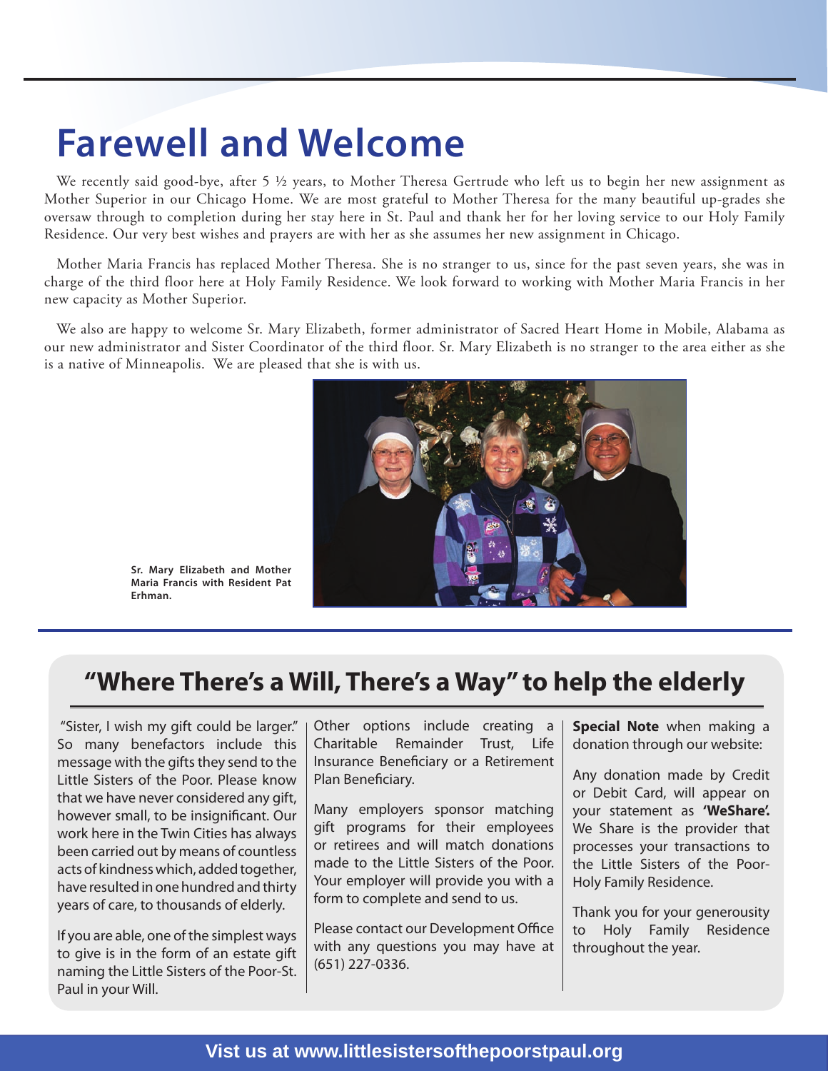# Farewell and Welcome

We recently said good-bye, after 5 ½ years, to Mother Theresa Gertrude who left us to begin her new assignment as Mother Superior in our Chicago Home. We are most grateful to Mother Theresa for the many beautiful up-grades she oversaw through to completion during her stay here in St. Paul and thank her for her loving service to our Holy Family Residence. Our very best wishes and prayers are with her as she assumes her new assignment in Chicago.

Mother Maria Francis has replaced Mother Theresa. She is no stranger to us, since for the past seven years, she was in charge of the third floor here at Holy Family Residence. We look forward to working with Mother Maria Francis in her new capacity as Mother Superior.

We also are happy to welcome Sr. Mary Elizabeth, former administrator of Sacred Heart Home in Mobile, Alabama as our new administrator and Sister Coordinator of the third floor. Sr. Mary Elizabeth is no stranger to the area either as she is a native of Minneapolis. We are pleased that she is with us.

**Sr. Mary Elizabeth and Mother Maria Francis with Resident Pat Erhman.**

## "Where There's a Will, There's a Way" to help the elderly

"Sister, I wish my gift could be larger." So many benefactors include this message with the gifts they send to the Little Sisters of the Poor. Please know that we have never considered any gift, however small, to be insignificant. Our work here in the Twin Cities has always been carried out by means of countless acts of kindness which, added together, have resulted in one hundred and thirty years of care, to thousands of elderly.

If you are able, one of the simplest ways to give is in the form of an estate gift naming the Little Sisters of the Poor-St. Paul in your Will.

Other options include creating a Charitable Remainder Trust, Life Insurance Beneficiary or a Retirement Plan Beneficiary.

Many employers sponsor matching gift programs for their employees or retirees and will match donations made to the Little Sisters of the Poor. Your employer will provide you with a form to complete and send to us.

Please contact our Development Office with any questions you may have at (651) 227-0336.

**Special Note** when making a donation through our website:

Any donation made by Credit or Debit Card, will appear on your statement as **'WeShare'.** We Share is the provider that processes your transactions to the Little Sisters of the Poor-Holy Family Residence.

Thank you for your generousity to Holy Family Residence throughout the year.

**Visit us at www.littlesistersofthepoorstpaul.org**